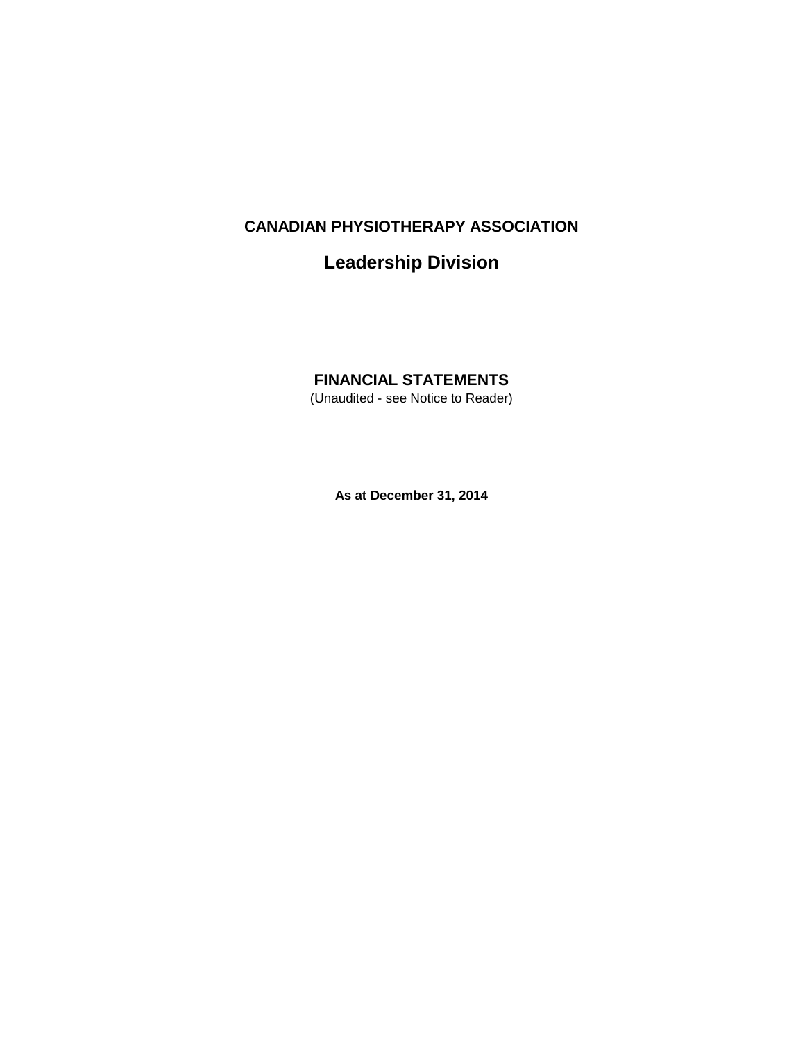# CANADIAN PHYSIOTHERAPY ASSOCIATION

## Leadership Division

## FINANCIAL STATEMENTS

(Unaudited - see Notice to Reader)

**As at December 31, 2014**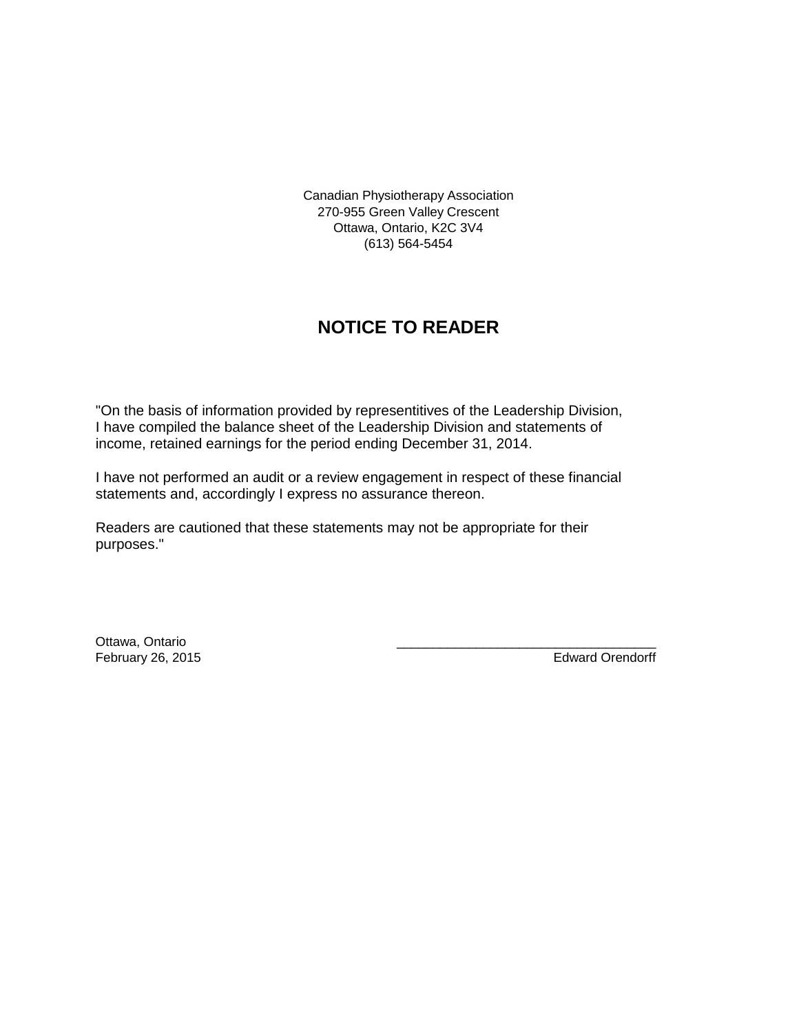Canadian Physiotherapy Association
270-955 Green Valley Crescent
Ottawa, Ontario, K2C 3V4
(613) 564-5454

# NOTICE TO READER

"On the basis of information provided by representitives of the Leadership Division, I have compiled the balance sheet of the Leadership Division and statements of income, retained earnings for the period ending December 31, 2014.

I have not performed an audit or a review engagement in respect of these financial statements and, accordingly I express no assurance thereon.

Readers are cautioned that these statements may not be appropriate for their purposes."

Ottawa, Ontario
February 26, 2015

\_\_\_\_\_\_\_\_\_\_\_\_\_\_\_\_\_\_\_\_\_\_\_\_\_\_\_\_\_\_\_\_\_\_\_\_
Edward Orendorff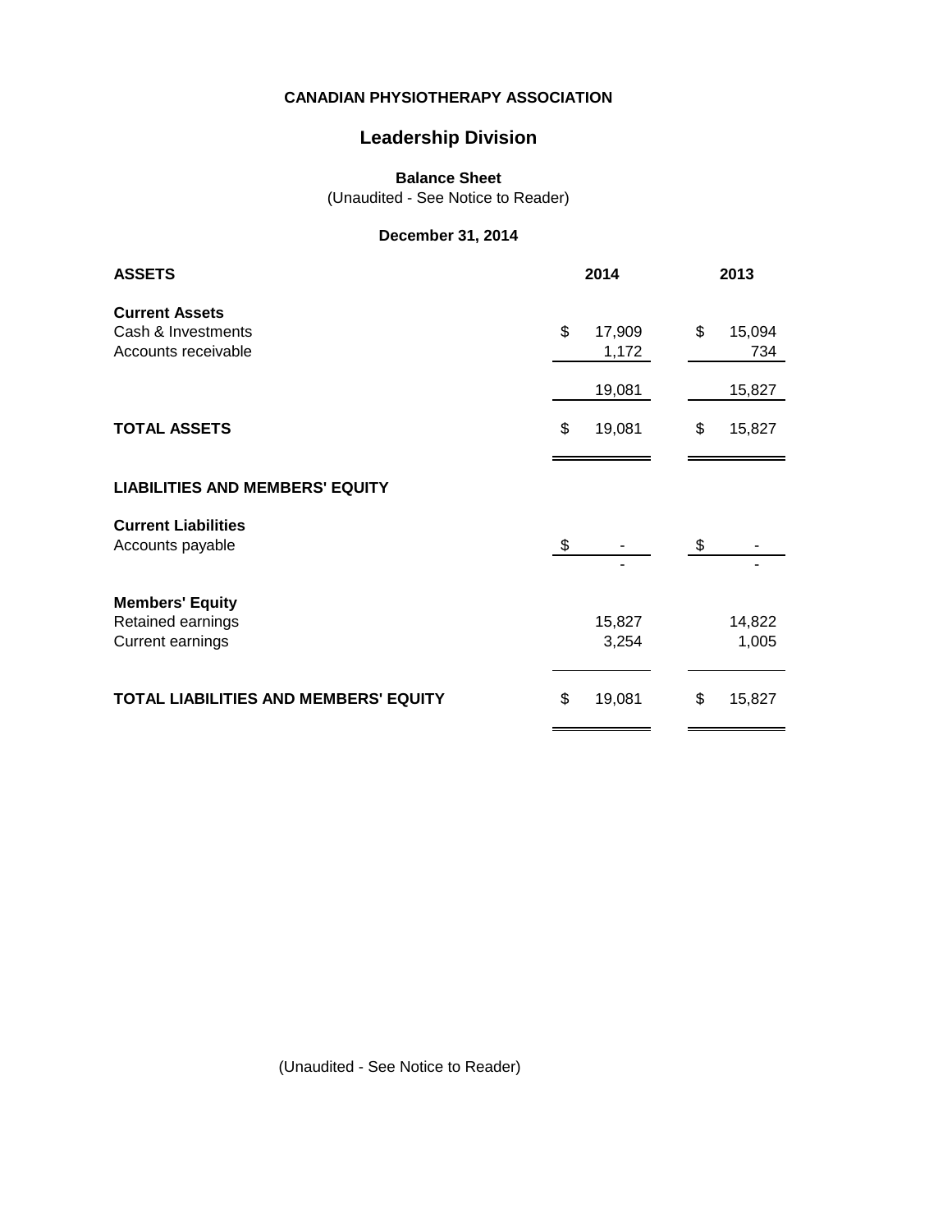**CANADIAN PHYSIOTHERAPY ASSOCIATION**

## Leadership Division

**Balance Sheet**
(Unaudited - See Notice to Reader)

**December 31, 2014**

| **ASSETS** | **2014** | **2013** |
|---|---|---|
| **Current Assets** | | |
| Cash & Investments | $ 17,909 | $ 15,094 |
| Accounts receivable | 1,172 | 734 |
| | 19,081 | 15,827 |
| **TOTAL ASSETS** | $ 19,081 | $ 15,827 |
| **LIABILITIES AND MEMBERS' EQUITY** | | |
| **Current Liabilities** | | |
| Accounts payable | $ - | $ - |
| | - | - |
| **Members' Equity** | | |
| Retained earnings | 15,827 | 14,822 |
| Current earnings | 3,254 | 1,005 |
| **TOTAL LIABILITIES AND MEMBERS' EQUITY** | $ 19,081 | $ 15,827 |

(Unaudited - See Notice to Reader)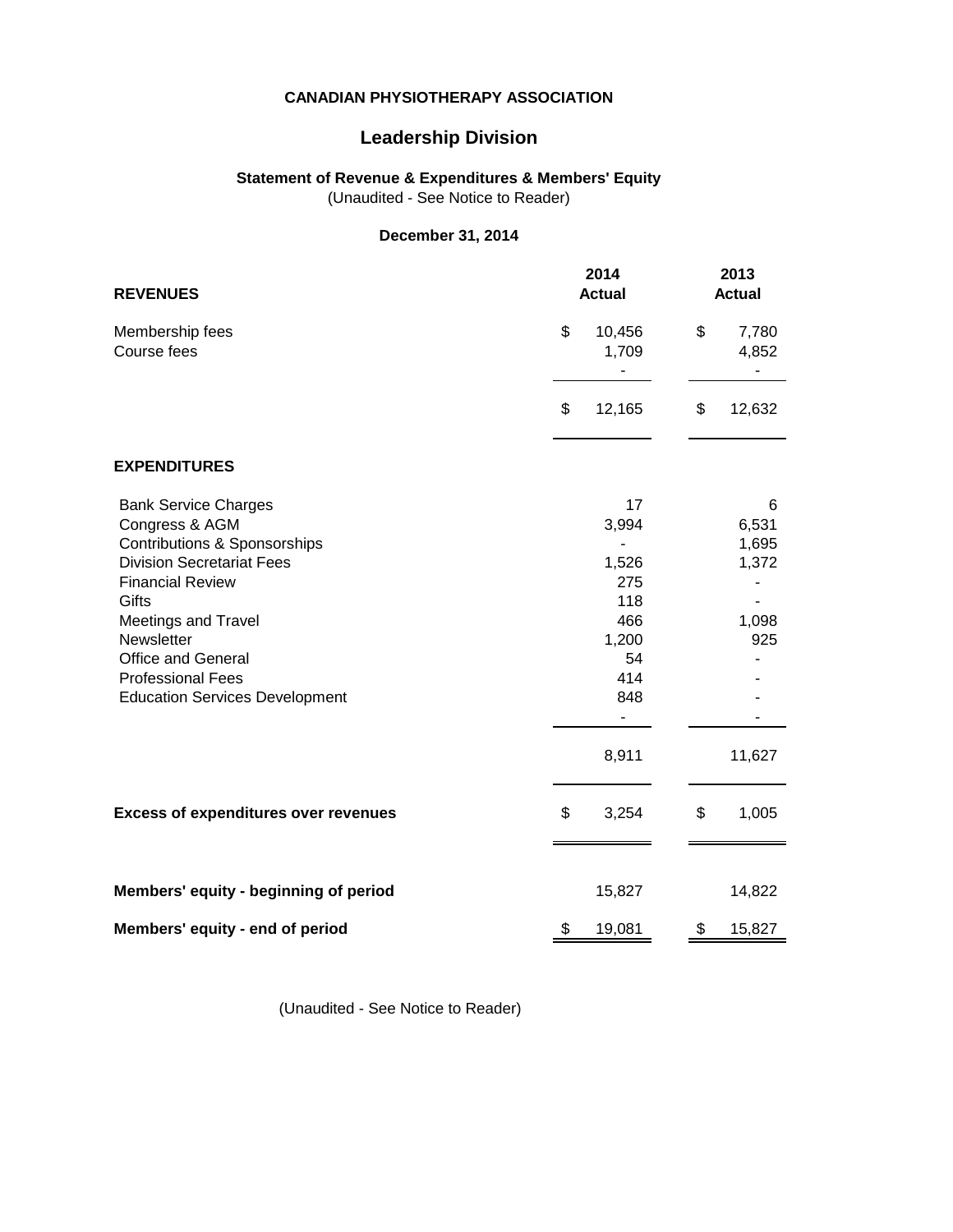**CANADIAN PHYSIOTHERAPY ASSOCIATION**

## Leadership Division

**Statement of Revenue & Expenditures & Members' Equity**
(Unaudited - See Notice to Reader)

**December 31, 2014**

| **REVENUES** | **2014 Actual** | **2013 Actual** |
|---|---|---|
| Membership fees | $ 10,456 | $ 7,780 |
| Course fees | 1,709 | 4,852 |
| | - | - |
| | $ 12,165 | $ 12,632 |
| **EXPENDITURES** | | |
| Bank Service Charges | 17 | 6 |
| Congress & AGM | 3,994 | 6,531 |
| Contributions & Sponsorships | - | 1,695 |
| Division Secretariat Fees | 1,526 | 1,372 |
| Financial Review | 275 | - |
| Gifts | 118 | - |
| Meetings and Travel | 466 | 1,098 |
| Newsletter | 1,200 | 925 |
| Office and General | 54 | - |
| Professional Fees | 414 | - |
| Education Services Development | 848 | - |
| | - | - |
| | 8,911 | 11,627 |
| **Excess of expenditures over revenues** | $ 3,254 | $ 1,005 |
| **Members' equity - beginning of period** | 15,827 | 14,822 |
| **Members' equity - end of period** | $ 19,081 | $ 15,827 |

(Unaudited - See Notice to Reader)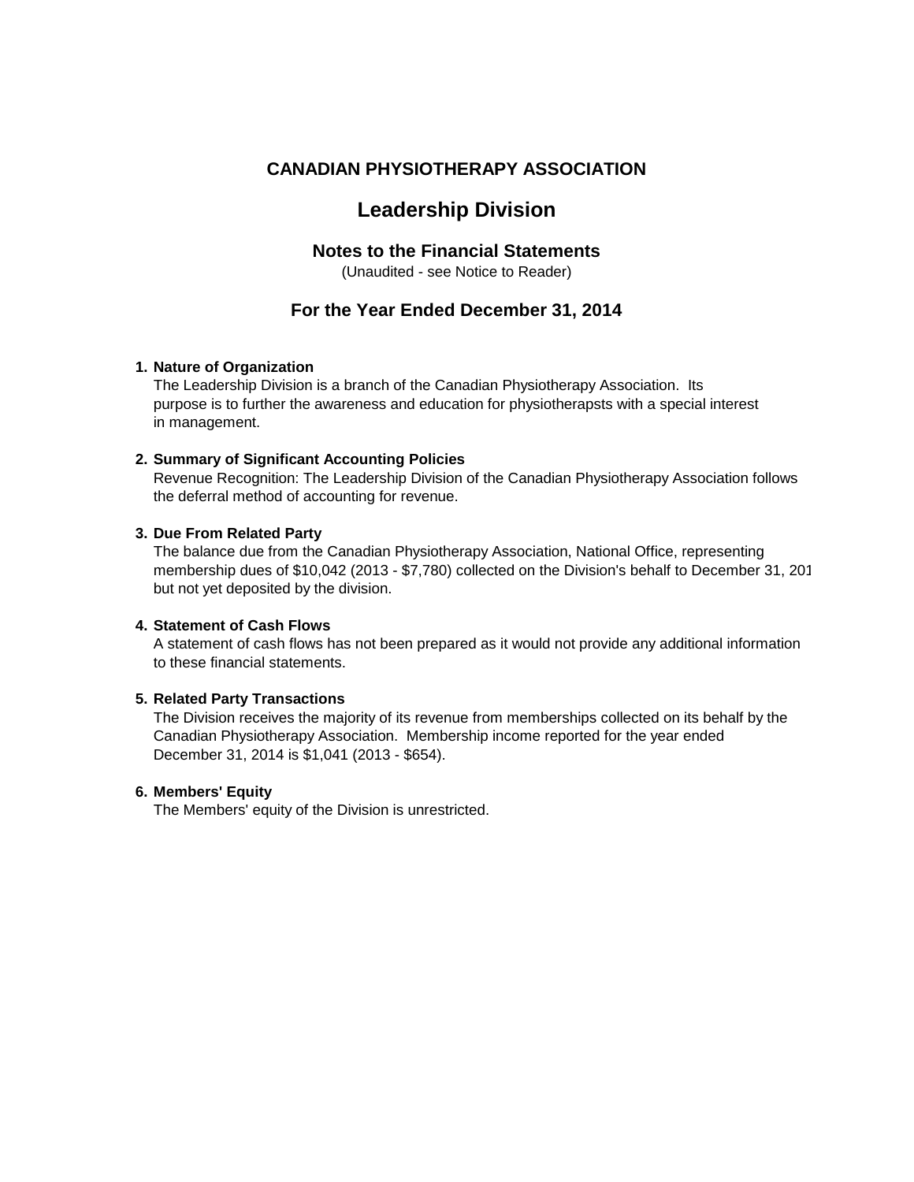# CANADIAN PHYSIOTHERAPY ASSOCIATION

## Leadership Division

### Notes to the Financial Statements

(Unaudited - see Notice to Reader)

### For the Year Ended December 31, 2014

**1. Nature of Organization**

The Leadership Division is a branch of the Canadian Physiotherapy Association. Its purpose is to further the awareness and education for physiotherapsts with a special interest in management.

**2. Summary of Significant Accounting Policies**

Revenue Recognition: The Leadership Division of the Canadian Physiotherapy Association follows the deferral method of accounting for revenue.

**3. Due From Related Party**

The balance due from the Canadian Physiotherapy Association, National Office, representing membership dues of $10,042 (2013 - $7,780) collected on the Division's behalf to December 31, 201 but not yet deposited by the division.

**4. Statement of Cash Flows**

A statement of cash flows has not been prepared as it would not provide any additional information to these financial statements.

**5. Related Party Transactions**

The Division receives the majority of its revenue from memberships collected on its behalf by the Canadian Physiotherapy Association. Membership income reported for the year ended December 31, 2014 is $1,041 (2013 - $654).

**6. Members' Equity**

The Members' equity of the Division is unrestricted.